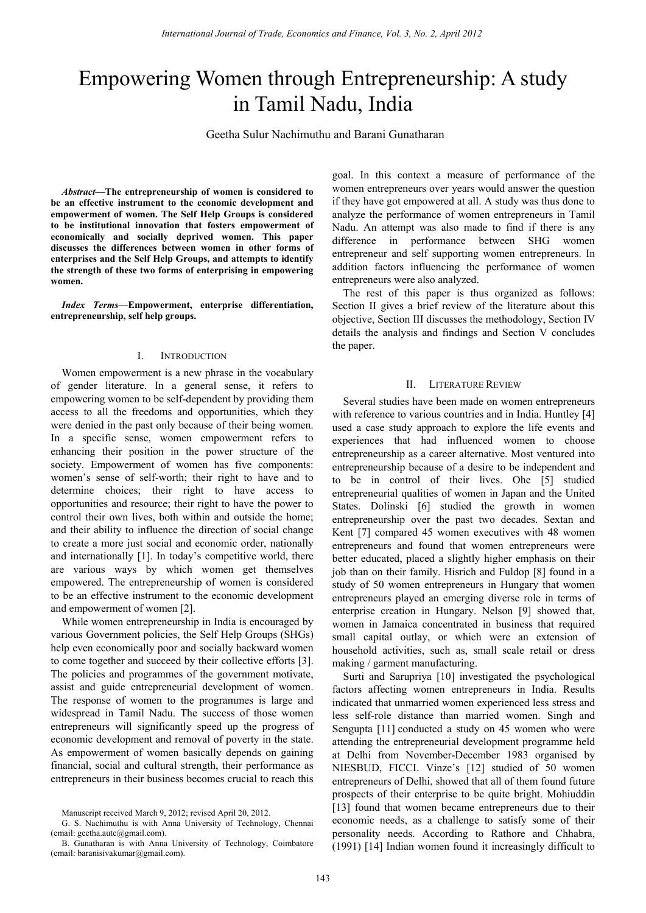# Empowering Women through Entrepreneurship: A study in Tamil Nadu, India

Geetha Sulur Nachimuthu and Barani Gunatharan

***Abstract*—The entrepreneurship of women is considered to be an effective instrument to the economic development and empowerment of women. The Self Help Groups is considered to be institutional innovation that fosters empowerment of economically and socially deprived women. This paper discusses the differences between women in other forms of enterprises and the Self Help Groups, and attempts to identify the strength of these two forms of enterprising in empowering women.**

***Index Terms*—Empowerment, enterprise differentiation, entrepreneurship, self help groups.**

## I. Introduction

Women empowerment is a new phrase in the vocabulary of gender literature. In a general sense, it refers to empowering women to be self-dependent by providing them access to all the freedoms and opportunities, which they were denied in the past only because of their being women. In a specific sense, women empowerment refers to enhancing their position in the power structure of the society. Empowerment of women has five components: women's sense of self-worth; their right to have and to determine choices; their right to have access to opportunities and resource; their right to have the power to control their own lives, both within and outside the home; and their ability to influence the direction of social change to create a more just social and economic order, nationally and internationally [1]. In today's competitive world, there are various ways by which women get themselves empowered. The entrepreneurship of women is considered to be an effective instrument to the economic development and empowerment of women [2].

While women entrepreneurship in India is encouraged by various Government policies, the Self Help Groups (SHGs) help even economically poor and socially backward women to come together and succeed by their collective efforts [3]. The policies and programmes of the government motivate, assist and guide entrepreneurial development of women. The response of women to the programmes is large and widespread in Tamil Nadu. The success of those women entrepreneurs will significantly speed up the progress of economic development and removal of poverty in the state. As empowerment of women basically depends on gaining financial, social and cultural strength, their performance as entrepreneurs in their business becomes crucial to reach this goal. In this context a measure of performance of the women entrepreneurs over years would answer the question if they have got empowered at all. A study was thus done to analyze the performance of women entrepreneurs in Tamil Nadu. An attempt was also made to find if there is any difference in performance between SHG women entrepreneur and self supporting women entrepreneurs. In addition factors influencing the performance of women entrepreneurs were also analyzed.

The rest of this paper is thus organized as follows: Section II gives a brief review of the literature about this objective, Section III discusses the methodology, Section IV details the analysis and findings and Section V concludes the paper.

Manuscript received March 9, 2012; revised April 20, 2012.

G. S. Nachimuthu is with Anna University of Technology, Chennai (email: geetha.autc@gmail.com).

B. Gunatharan is with Anna University of Technology, Coimbatore (email: baranisivakumar@gmail.com).

## II. Literature Review

Several studies have been made on women entrepreneurs with reference to various countries and in India. Huntley [4] used a case study approach to explore the life events and experiences that had influenced women to choose entrepreneurship as a career alternative. Most ventured into entrepreneurship because of a desire to be independent and to be in control of their lives. Ohe [5] studied entrepreneurial qualities of women in Japan and the United States. Dolinski [6] studied the growth in women entrepreneurship over the past two decades. Sextan and Kent [7] compared 45 women executives with 48 women entrepreneurs and found that women entrepreneurs were better educated, placed a slightly higher emphasis on their job than on their family. Hisrich and Fuldop [8] found in a study of 50 women entrepreneurs in Hungary that women entrepreneurs played an emerging diverse role in terms of enterprise creation in Hungary. Nelson [9] showed that, women in Jamaica concentrated in business that required small capital outlay, or which were an extension of household activities, such as, small scale retail or dress making / garment manufacturing.

Surti and Sarupriya [10] investigated the psychological factors affecting women entrepreneurs in India. Results indicated that unmarried women experienced less stress and less self-role distance than married women. Singh and Sengupta [11] conducted a study on 45 women who were attending the entrepreneurial development programme held at Delhi from November-December 1983 organised by NIESBUD, FICCI. Vinze's [12] studied of 50 women entrepreneurs of Delhi, showed that all of them found future prospects of their enterprise to be quite bright. Mohiuddin [13] found that women became entrepreneurs due to their economic needs, as a challenge to satisfy some of their personality needs. According to Rathore and Chhabra, (1991) [14] Indian women found it increasingly difficult to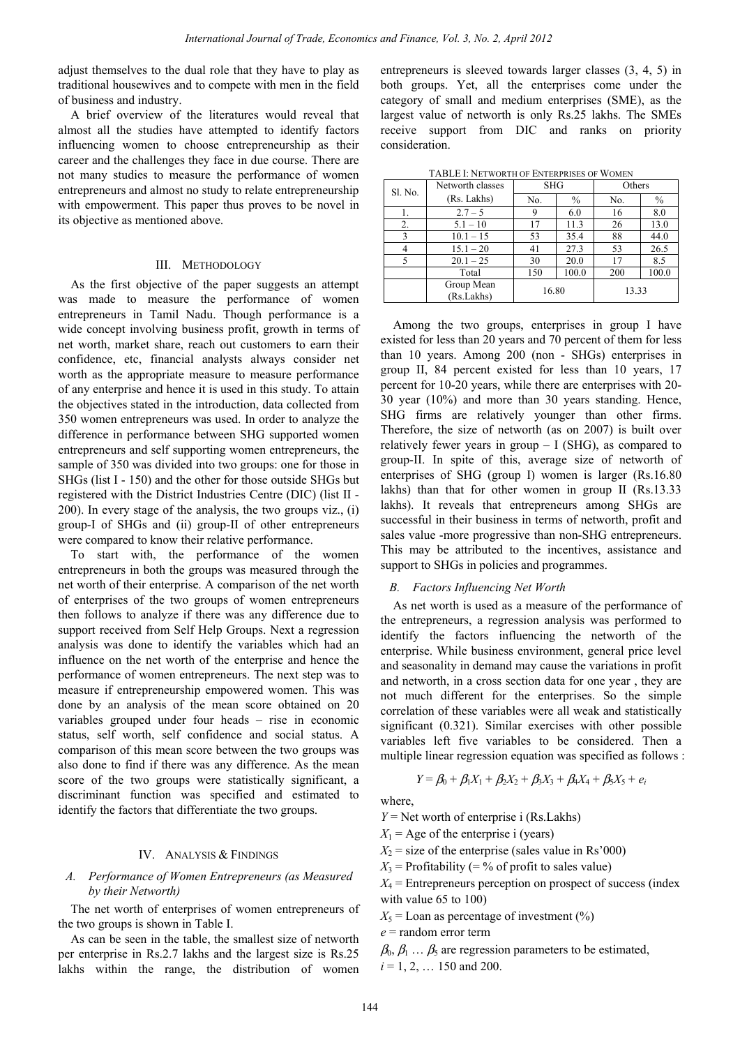adjust themselves to the dual role that they have to play as traditional housewives and to compete with men in the field of business and industry.

A brief overview of the literatures would reveal that almost all the studies have attempted to identify factors influencing women to choose entrepreneurship as their career and the challenges they face in due course. There are not many studies to measure the performance of women entrepreneurs and almost no study to relate entrepreneurship with empowerment. This paper thus proves to be novel in its objective as mentioned above.

## III. Methodology

As the first objective of the paper suggests an attempt was made to measure the performance of women entrepreneurs in Tamil Nadu. Though performance is a wide concept involving business profit, growth in terms of net worth, market share, reach out customers to earn their confidence, etc, financial analysts always consider net worth as the appropriate measure to measure performance of any enterprise and hence it is used in this study. To attain the objectives stated in the introduction, data collected from 350 women entrepreneurs was used. In order to analyze the difference in performance between SHG supported women entrepreneurs and self supporting women entrepreneurs, the sample of 350 was divided into two groups: one for those in SHGs (list I - 150) and the other for those outside SHGs but registered with the District Industries Centre (DIC) (list II - 200). In every stage of the analysis, the two groups viz., (i) group-I of SHGs and (ii) group-II of other entrepreneurs were compared to know their relative performance.

To start with, the performance of the women entrepreneurs in both the groups was measured through the net worth of their enterprise. A comparison of the net worth of enterprises of the two groups of women entrepreneurs then follows to analyze if there was any difference due to support received from Self Help Groups. Next a regression analysis was done to identify the variables which had an influence on the net worth of the enterprise and hence the performance of women entrepreneurs. The next step was to measure if entrepreneurship empowered women. This was done by an analysis of the mean score obtained on 20 variables grouped under four heads – rise in economic status, self worth, self confidence and social status. A comparison of this mean score between the two groups was also done to find if there was any difference. As the mean score of the two groups were statistically significant, a discriminant function was specified and estimated to identify the factors that differentiate the two groups.

## IV. Analysis & Findings

### *A. Performance of Women Entrepreneurs (as Measured by their Networth)*

The net worth of enterprises of women entrepreneurs of the two groups is shown in Table I.

As can be seen in the table, the smallest size of networth per enterprise in Rs.2.7 lakhs and the largest size is Rs.25 lakhs within the range, the distribution of women entrepreneurs is sleeved towards larger classes (3, 4, 5) in both groups. Yet, all the enterprises come under the category of small and medium enterprises (SME), as the largest value of networth is only Rs.25 lakhs. The SMEs receive support from DIC and ranks on priority consideration.

TABLE I: Networth of Enterprises of Women

| Sl. No. | Networth classes (Rs. Lakhs) | SHG | | Others | |
|---|---|---|---|---|---|
| | | No. | % | No. | % |
| 1. | 2.7 – 5 | 9 | 6.0 | 16 | 8.0 |
| 2. | 5.1 – 10 | 17 | 11.3 | 26 | 13.0 |
| 3 | 10.1 – 15 | 53 | 35.4 | 88 | 44.0 |
| 4 | 15.1 – 20 | 41 | 27.3 | 53 | 26.5 |
| 5 | 20.1 – 25 | 30 | 20.0 | 17 | 8.5 |
| | Total | 150 | 100.0 | 200 | 100.0 |
| | Group Mean (Rs.Lakhs) | 16.80 | | 13.33 | |

Among the two groups, enterprises in group I have existed for less than 20 years and 70 percent of them for less than 10 years. Among 200 (non - SHGs) enterprises in group II, 84 percent existed for less than 10 years, 17 percent for 10-20 years, while there are enterprises with 20-30 year (10%) and more than 30 years standing. Hence, SHG firms are relatively younger than other firms. Therefore, the size of networth (as on 2007) is built over relatively fewer years in group – I (SHG), as compared to group-II. In spite of this, average size of networth of enterprises of SHG (group I) women is larger (Rs.16.80 lakhs) than that for other women in group II (Rs.13.33 lakhs). It reveals that entrepreneurs among SHGs are successful in their business in terms of networth, profit and sales value -more progressive than non-SHG entrepreneurs. This may be attributed to the incentives, assistance and support to SHGs in policies and programmes.

### *B. Factors Influencing Net Worth*

As net worth is used as a measure of the performance of the entrepreneurs, a regression analysis was performed to identify the factors influencing the networth of the enterprise. While business environment, general price level and seasonality in demand may cause the variations in profit and networth, in a cross section data for one year , they are not much different for the enterprises. So the simple correlation of these variables were all weak and statistically significant (0.321). Similar exercises with other possible variables left five variables to be considered. Then a multiple linear regression equation was specified as follows :

$$Y = \beta_0 + \beta_1 X_1 + \beta_2 X_2 + \beta_3 X_3 + \beta_4 X_4 + \beta_5 X_5 + e_i$$

where,

$Y$ = Net worth of enterprise i (Rs.Lakhs)

$X_1$ = Age of the enterprise i (years)

$X_2$ = size of the enterprise (sales value in Rs'000)

$X_3$ = Profitability (= % of profit to sales value)

$X_4$ = Entrepreneurs perception on prospect of success (index with value 65 to 100)

$X_5$ = Loan as percentage of investment (%)

$e$ = random error term

$\beta_0, \beta_1 \ldots \beta_5$ are regression parameters to be estimated,

$i = 1, 2, \ldots$ 150 and 200.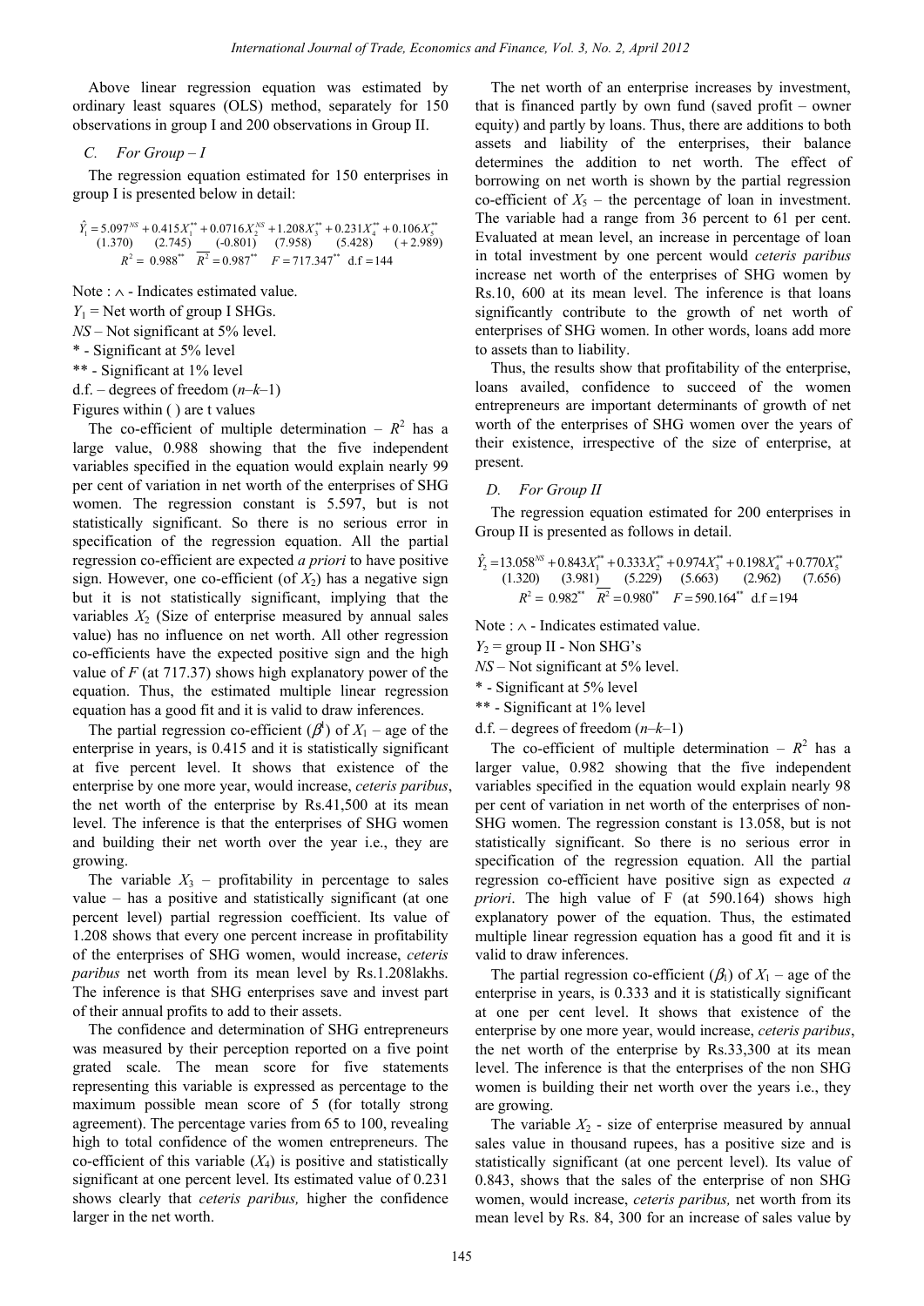Above linear regression equation was estimated by ordinary least squares (OLS) method, separately for 150 observations in group I and 200 observations in Group II.

### C. For Group – I

The regression equation estimated for 150 enterprises in group I is presented below in detail:

$$\hat{Y}_1 = \underset{(1.370)}{5.097^{NS}} + \underset{(2.745)}{0.415X_1^{**}} + \underset{(-0.801)}{0.0716X_2^{NS}} + \underset{(7.958)}{1.208X_3^{**}} + \underset{(5.428)}{0.231X_4^{**}} + \underset{(+2.989)}{0.106X_5^{**}}$$

$$R^2 = 0.988^{**} \quad \overline{R^2} = 0.987^{**} \quad F = 717.347^{**} \quad \text{d.f} = 144$$

Note : $\wedge$ - Indicates estimated value.

$Y_1$ = Net worth of group I SHGs.

*NS* – Not significant at 5% level.

* - Significant at 5% level

** - Significant at 1% level

d.f. – degrees of freedom ($n$–$k$–1)

Figures within ( ) are t values

The co-efficient of multiple determination – $R^2$ has a large value, 0.988 showing that the five independent variables specified in the equation would explain nearly 99 per cent of variation in net worth of the enterprises of SHG women. The regression constant is 5.597, but is not statistically significant. So there is no serious error in specification of the regression equation. All the partial regression co-efficient are expected *a priori* to have positive sign. However, one co-efficient (of $X_2$) has a negative sign but it is not statistically significant, implying that the variables $X_2$ (Size of enterprise measured by annual sales value) has no influence on net worth. All other regression co-efficients have the expected positive sign and the high value of $F$ (at 717.37) shows high explanatory power of the equation. Thus, the estimated multiple linear regression equation has a good fit and it is valid to draw inferences.

The partial regression co-efficient ($\beta^1$) of $X_1$ – age of the enterprise in years, is 0.415 and it is statistically significant at five percent level. It shows that existence of the enterprise by one more year, would increase, *ceteris paribus*, the net worth of the enterprise by Rs.41,500 at its mean level. The inference is that the enterprises of SHG women and building their net worth over the year i.e., they are growing.

The variable $X_3$ – profitability in percentage to sales value – has a positive and statistically significant (at one percent level) partial regression coefficient. Its value of 1.208 shows that every one percent increase in profitability of the enterprises of SHG women, would increase, *ceteris paribus* net worth from its mean level by Rs.1.208lakhs. The inference is that SHG enterprises save and invest part of their annual profits to add to their assets.

The confidence and determination of SHG entrepreneurs was measured by their perception reported on a five point grated scale. The mean score for five statements representing this variable is expressed as percentage to the maximum possible mean score of 5 (for totally strong agreement). The percentage varies from 65 to 100, revealing high to total confidence of the women entrepreneurs. The co-efficient of this variable ($X_4$) is positive and statistically significant at one percent level. Its estimated value of 0.231 shows clearly that *ceteris paribus,* higher the confidence larger in the net worth.

The net worth of an enterprise increases by investment, that is financed partly by own fund (saved profit – owner equity) and partly by loans. Thus, there are additions to both assets and liability of the enterprises, their balance determines the addition to net worth. The effect of borrowing on net worth is shown by the partial regression co-efficient of $X_5$ – the percentage of loan in investment. The variable had a range from 36 percent to 61 per cent. Evaluated at mean level, an increase in percentage of loan in total investment by one percent would *ceteris paribus* increase net worth of the enterprises of SHG women by Rs.10, 600 at its mean level. The inference is that loans significantly contribute to the growth of net worth of enterprises of SHG women. In other words, loans add more to assets than to liability.

Thus, the results show that profitability of the enterprise, loans availed, confidence to succeed of the women entrepreneurs are important determinants of growth of net worth of the enterprises of SHG women over the years of their existence, irrespective of the size of enterprise, at present.

### D. For Group II

The regression equation estimated for 200 enterprises in Group II is presented as follows in detail.

$$\hat{Y}_2 = \underset{(1.320)}{13.058^{NS}} + \underset{(3.981)}{0.843X_1^{**}} + \underset{(5.229)}{0.333X_2^{**}} + \underset{(5.663)}{0.974X_3^{**}} + \underset{(2.962)}{0.198X_4^{**}} + \underset{(7.656)}{0.770X_5^{**}}$$

$$R^2 = 0.982^{**} \quad \overline{R^2} = 0.980^{**} \quad F = 590.164^{**} \quad \text{d.f} = 194$$

Note : $\wedge$ - Indicates estimated value.

$Y_2$ = group II - Non SHG's

*NS* – Not significant at 5% level.

* - Significant at 5% level

** - Significant at 1% level

d.f. – degrees of freedom ($n$–$k$–1)

The co-efficient of multiple determination – $R^2$ has a larger value, 0.982 showing that the five independent variables specified in the equation would explain nearly 98 per cent of variation in net worth of the enterprises of non-SHG women. The regression constant is 13.058, but is not statistically significant. So there is no serious error in specification of the regression equation. All the partial regression co-efficient have positive sign as expected *a priori*. The high value of F (at 590.164) shows high explanatory power of the equation. Thus, the estimated multiple linear regression equation has a good fit and it is valid to draw inferences.

The partial regression co-efficient ($\beta_1$) of $X_1$ – age of the enterprise in years, is 0.333 and it is statistically significant at one per cent level. It shows that existence of the enterprise by one more year, would increase, *ceteris paribus*, the net worth of the enterprise by Rs.33,300 at its mean level. The inference is that the enterprises of the non SHG women is building their net worth over the years i.e., they are growing.

The variable $X_2$ - size of enterprise measured by annual sales value in thousand rupees, has a positive size and is statistically significant (at one percent level). Its value of 0.843, shows that the sales of the enterprise of non SHG women, would increase, *ceteris paribus,* net worth from its mean level by Rs. 84, 300 for an increase of sales value by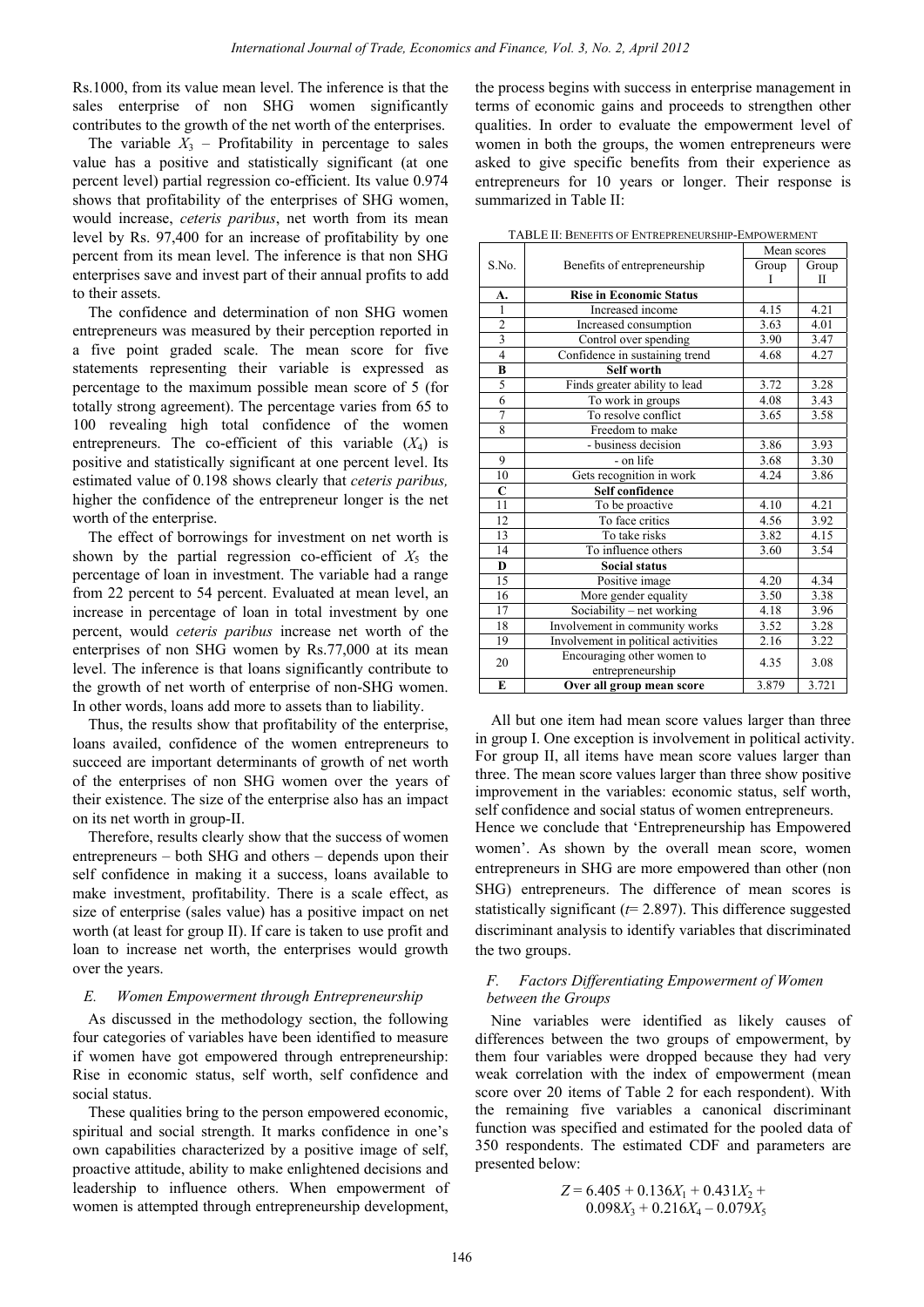Rs.1000, from its value mean level. The inference is that the sales enterprise of non SHG women significantly contributes to the growth of the net worth of the enterprises.

The variable $X_3$ – Profitability in percentage to sales value has a positive and statistically significant (at one percent level) partial regression co-efficient. Its value 0.974 shows that profitability of the enterprises of SHG women, would increase, *ceteris paribus*, net worth from its mean level by Rs. 97,400 for an increase of profitability by one percent from its mean level. The inference is that non SHG enterprises save and invest part of their annual profits to add to their assets.

The confidence and determination of non SHG women entrepreneurs was measured by their perception reported in a five point graded scale. The mean score for five statements representing their variable is expressed as percentage to the maximum possible mean score of 5 (for totally strong agreement). The percentage varies from 65 to 100 revealing high total confidence of the women entrepreneurs. The co-efficient of this variable ($X_4$) is positive and statistically significant at one percent level. Its estimated value of 0.198 shows clearly that *ceteris paribus,* higher the confidence of the entrepreneur longer is the net worth of the enterprise.

The effect of borrowings for investment on net worth is shown by the partial regression co-efficient of $X_5$ the percentage of loan in investment. The variable had a range from 22 percent to 54 percent. Evaluated at mean level, an increase in percentage of loan in total investment by one percent, would *ceteris paribus* increase net worth of the enterprises of non SHG women by Rs.77,000 at its mean level. The inference is that loans significantly contribute to the growth of net worth of enterprise of non-SHG women. In other words, loans add more to assets than to liability.

Thus, the results show that profitability of the enterprise, loans availed, confidence of the women entrepreneurs to succeed are important determinants of growth of net worth of the enterprises of non SHG women over the years of their existence. The size of the enterprise also has an impact on its net worth in group-II.

Therefore, results clearly show that the success of women entrepreneurs – both SHG and others – depends upon their self confidence in making it a success, loans available to make investment, profitability. There is a scale effect, as size of enterprise (sales value) has a positive impact on net worth (at least for group II). If care is taken to use profit and loan to increase net worth, the enterprises would growth over the years.

### *E. Women Empowerment through Entrepreneurship*

As discussed in the methodology section, the following four categories of variables have been identified to measure if women have got empowered through entrepreneurship: Rise in economic status, self worth, self confidence and social status.

These qualities bring to the person empowered economic, spiritual and social strength. It marks confidence in one's own capabilities characterized by a positive image of self, proactive attitude, ability to make enlightened decisions and leadership to influence others. When empowerment of women is attempted through entrepreneurship development, the process begins with success in enterprise management in terms of economic gains and proceeds to strengthen other qualities. In order to evaluate the empowerment level of women in both the groups, the women entrepreneurs were asked to give specific benefits from their experience as entrepreneurs for 10 years or longer. Their response is summarized in Table II:

TABLE II: BENEFITS OF ENTREPRENEURSHIP-EMPOWERMENT

| S.No. | Benefits of entrepreneurship | Mean scores | |
|---|---|---|---|
| | | Group I | Group II |
| **A.** | **Rise in Economic Status** | | |
| 1 | Increased income | 4.15 | 4.21 |
| 2 | Increased consumption | 3.63 | 4.01 |
| 3 | Control over spending | 3.90 | 3.47 |
| 4 | Confidence in sustaining trend | 4.68 | 4.27 |
| **B** | **Self worth** | | |
| 5 | Finds greater ability to lead | 3.72 | 3.28 |
| 6 | To work in groups | 4.08 | 3.43 |
| 7 | To resolve conflict | 3.65 | 3.58 |
| 8 | Freedom to make | | |
| | - business decision | 3.86 | 3.93 |
| 9 | - on life | 3.68 | 3.30 |
| 10 | Gets recognition in work | 4.24 | 3.86 |
| **C** | **Self confidence** | | |
| 11 | To be proactive | 4.10 | 4.21 |
| 12 | To face critics | 4.56 | 3.92 |
| 13 | To take risks | 3.82 | 4.15 |
| 14 | To influence others | 3.60 | 3.54 |
| **D** | **Social status** | | |
| 15 | Positive image | 4.20 | 4.34 |
| 16 | More gender equality | 3.50 | 3.38 |
| 17 | Sociability – net working | 4.18 | 3.96 |
| 18 | Involvement in community works | 3.52 | 3.28 |
| 19 | Involvement in political activities | 2.16 | 3.22 |
| 20 | Encouraging other women to entrepreneurship | 4.35 | 3.08 |
| **E** | **Over all group mean score** | 3.879 | 3.721 |

All but one item had mean score values larger than three in group I. One exception is involvement in political activity. For group II, all items have mean score values larger than three. The mean score values larger than three show positive improvement in the variables: economic status, self worth, self confidence and social status of women entrepreneurs. Hence we conclude that 'Entrepreneurship has Empowered women'. As shown by the overall mean score, women entrepreneurs in SHG are more empowered than other (non SHG) entrepreneurs. The difference of mean scores is statistically significant ($t$= 2.897). This difference suggested discriminant analysis to identify variables that discriminated the two groups.

### *F. Factors Differentiating Empowerment of Women between the Groups*

Nine variables were identified as likely causes of differences between the two groups of empowerment, by them four variables were dropped because they had very weak correlation with the index of empowerment (mean score over 20 items of Table 2 for each respondent). With the remaining five variables a canonical discriminant function was specified and estimated for the pooled data of 350 respondents. The estimated CDF and parameters are presented below:

$$Z = 6.405 + 0.136X_1 + 0.431X_2 + 0.098X_3 + 0.216X_4 – 0.079X_5$$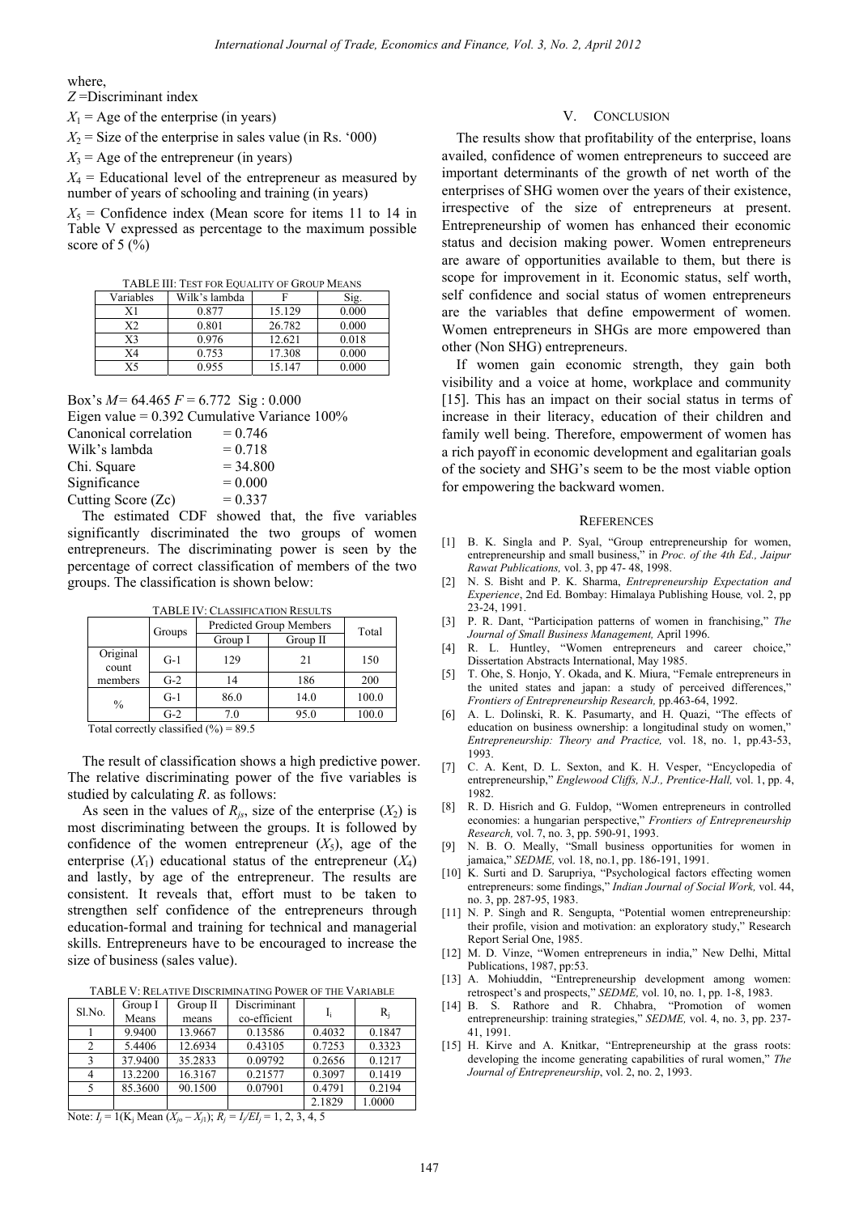where,

$Z$ =Discriminant index

$X_1$ = Age of the enterprise (in years)

$X_2$ = Size of the enterprise in sales value (in Rs. '000)

$X_3$ = Age of the entrepreneur (in years)

$X_4$ = Educational level of the entrepreneur as measured by number of years of schooling and training (in years)

$X_5$ = Confidence index (Mean score for items 11 to 14 in Table V expressed as percentage to the maximum possible score of 5 (%)

TABLE III: TEST FOR EQUALITY OF GROUP MEANS

| Variables | Wilk's lambda | F | Sig. |
|---|---|---|---|
| X1 | 0.877 | 15.129 | 0.000 |
| X2 | 0.801 | 26.782 | 0.000 |
| X3 | 0.976 | 12.621 | 0.018 |
| X4 | 0.753 | 17.308 | 0.000 |
| X5 | 0.955 | 15.147 | 0.000 |

Box's $M$ = 64.465 $F$ = 6.772 Sig : 0.000

Eigen value = 0.392 Cumulative Variance 100%

Canonical correlation = 0.746

Wilk's lambda = 0.718

Chi. Square = 34.800

Significance = 0.000

Cutting Score (Zc) = 0.337

The estimated CDF showed that, the five variables significantly discriminated the two groups of women entrepreneurs. The discriminating power is seen by the percentage of correct classification of members of the two groups. The classification is shown below:

TABLE IV: CLASSIFICATION RESULTS

| | Groups | Predicted Group Members | | Total |
|---|---|---|---|---|
| | | Group I | Group II | |
| Original count members | G-1 | 129 | 21 | 150 |
| | G-2 | 14 | 186 | 200 |
| % | G-1 | 86.0 | 14.0 | 100.0 |
| | G-2 | 7.0 | 95.0 | 100.0 |

Total correctly classified (%) = 89.5

The result of classification shows a high predictive power. The relative discriminating power of the five variables is studied by calculating $R$. as follows:

As seen in the values of $R_{js}$, size of the enterprise ($X_2$) is most discriminating between the groups. It is followed by confidence of the women entrepreneur ($X_5$), age of the enterprise ($X_1$) educational status of the entrepreneur ($X_4$) and lastly, by age of the entrepreneur. The results are consistent. It reveals that, effort must to be taken to strengthen self confidence of the entrepreneurs through education-formal and training for technical and managerial skills. Entrepreneurs have to be encouraged to increase the size of business (sales value).

TABLE V: RELATIVE DISCRIMINATING POWER OF THE VARIABLE

| Sl.No. | Group I Means | Group II means | Discriminant co-efficient | $I_i$ | $R_j$ |
|---|---|---|---|---|---|
| 1 | 9.9400 | 13.9667 | 0.13586 | 0.4032 | 0.1847 |
| 2 | 5.4406 | 12.6934 | 0.43105 | 0.7253 | 0.3323 |
| 3 | 37.9400 | 35.2833 | 0.09792 | 0.2656 | 0.1217 |
| 4 | 13.2200 | 16.3167 | 0.21577 | 0.3097 | 0.1419 |
| 5 | 85.3600 | 90.1500 | 0.07901 | 0.4791 | 0.2194 |
| | | | | 2.1829 | 1.0000 |

Note: $I_j$ = 1(K$_j$ Mean ($X_{jo} - X_{j1}$); $R_j = I_j/EI_j$ = 1, 2, 3, 4, 5

## V. CONCLUSION

The results show that profitability of the enterprise, loans availed, confidence of women entrepreneurs to succeed are important determinants of the growth of net worth of the enterprises of SHG women over the years of their existence, irrespective of the size of entrepreneurs at present. Entrepreneurship of women has enhanced their economic status and decision making power. Women entrepreneurs are aware of opportunities available to them, but there is scope for improvement in it. Economic status, self worth, self confidence and social status of women entrepreneurs are the variables that define empowerment of women. Women entrepreneurs in SHGs are more empowered than other (Non SHG) entrepreneurs.

If women gain economic strength, they gain both visibility and a voice at home, workplace and community [15]. This has an impact on their social status in terms of increase in their literacy, education of their children and family well being. Therefore, empowerment of women has a rich payoff in economic development and egalitarian goals of the society and SHG's seem to be the most viable option for empowering the backward women.

## REFERENCES

[1] B. K. Singla and P. Syal, "Group entrepreneurship for women, entrepreneurship and small business," in *Proc. of the 4th Ed., Jaipur Rawat Publications,* vol. 3, pp 47- 48, 1998.

[2] N. S. Bisht and P. K. Sharma, *Entrepreneurship Expectation and Experience*, 2nd Ed. Bombay: Himalaya Publishing House*,* vol. 2, pp 23-24, 1991.

[3] P. R. Dant, "Participation patterns of women in franchising," *The Journal of Small Business Management,* April 1996.

[4] R. L. Huntley, "Women entrepreneurs and career choice," Dissertation Abstracts International, May 1985.

[5] T. Ohe, S. Honjo, Y. Okada, and K. Miura, "Female entrepreneurs in the united states and japan: a study of perceived differences," *Frontiers of Entrepreneurship Research,* pp.463-64, 1992.

[6] A. L. Dolinski, R. K. Pasumarty, and H. Quazi, "The effects of education on business ownership: a longitudinal study on women," *Entrepreneurship: Theory and Practice,* vol. 18, no. 1, pp.43-53, 1993.

[7] C. A. Kent, D. L. Sexton, and K. H. Vesper, "Encyclopedia of entrepreneurship," *Englewood Cliffs, N.J., Prentice-Hall,* vol. 1, pp. 4, 1982.

[8] R. D. Hisrich and G. Fuldop, "Women entrepreneurs in controlled economies: a hungarian perspective," *Frontiers of Entrepreneurship Research,* vol. 7, no. 3, pp. 590-91, 1993.

[9] N. B. O. Meally, "Small business opportunities for women in jamaica," *SEDME,* vol. 18, no.1, pp. 186-191, 1991.

[10] K. Surti and D. Sarupriya, "Psychological factors effecting women entrepreneurs: some findings," *Indian Journal of Social Work,* vol. 44, no. 3, pp. 287-95, 1983.

[11] N. P. Singh and R. Sengupta, "Potential women entrepreneurship: their profile, vision and motivation: an exploratory study," Research Report Serial One, 1985.

[12] M. D. Vinze, "Women entrepreneurs in india," New Delhi, Mittal Publications, 1987, pp:53.

[13] A. Mohiuddin, "Entrepreneurship development among women: retrospect's and prospects," *SEDME,* vol. 10, no. 1, pp. 1-8, 1983.

[14] B. S. Rathore and R. Chhabra, "Promotion of women entrepreneurship: training strategies," *SEDME,* vol. 4, no. 3, pp. 237-41, 1991.

[15] H. Kirve and A. Knitkar, "Entrepreneurship at the grass roots: developing the income generating capabilities of rural women," *The Journal of Entrepreneurship*, vol. 2, no. 2, 1993.